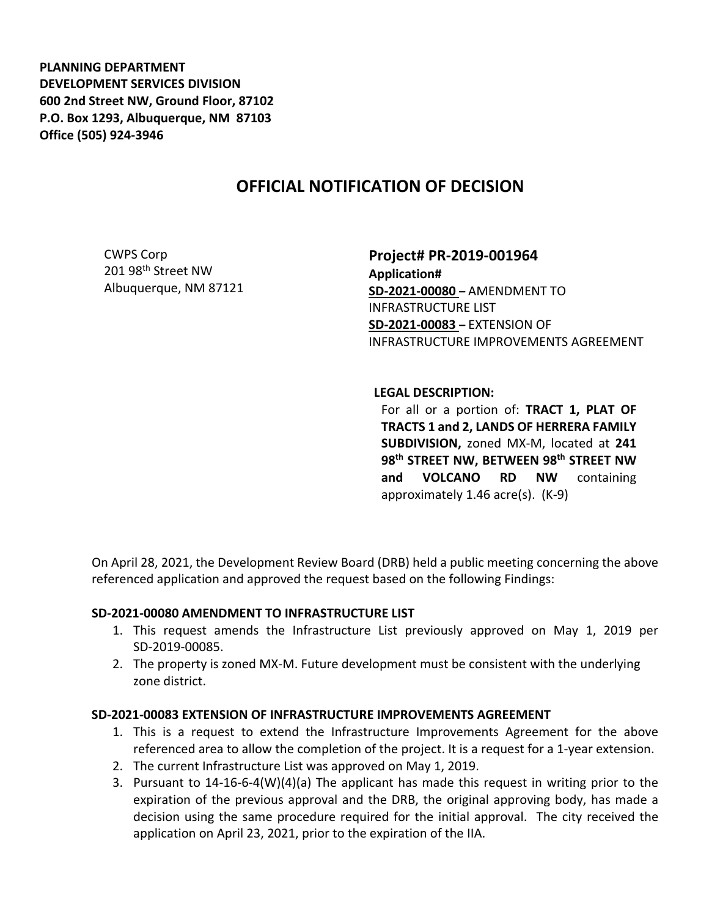**PLANNING DEPARTMENT**
**DEVELOPMENT SERVICES DIVISION**
**600 2nd Street NW, Ground Floor, 87102**
**P.O. Box 1293, Albuquerque, NM 87103**
**Office (505) 924-3946**

# OFFICIAL NOTIFICATION OF DECISION

CWPS Corp
201 98th Street NW
Albuquerque, NM 87121

## Project# PR-2019-001964

**Application#**
**SD-2021-00080** – AMENDMENT TO INFRASTRUCTURE LIST
**SD-2021-00083** – EXTENSION OF INFRASTRUCTURE IMPROVEMENTS AGREEMENT

**LEGAL DESCRIPTION:**
For all or a portion of: **TRACT 1, PLAT OF TRACTS 1 and 2, LANDS OF HERRERA FAMILY SUBDIVISION,** zoned MX-M, located at **241 98th STREET NW, BETWEEN 98th STREET NW and VOLCANO RD NW** containing approximately 1.46 acre(s). (K-9)

On April 28, 2021, the Development Review Board (DRB) held a public meeting concerning the above referenced application and approved the request based on the following Findings:

### SD-2021-00080 AMENDMENT TO INFRASTRUCTURE LIST

1. This request amends the Infrastructure List previously approved on May 1, 2019 per SD-2019-00085.
2. The property is zoned MX-M. Future development must be consistent with the underlying zone district.

### SD-2021-00083 EXTENSION OF INFRASTRUCTURE IMPROVEMENTS AGREEMENT

1. This is a request to extend the Infrastructure Improvements Agreement for the above referenced area to allow the completion of the project. It is a request for a 1-year extension.
2. The current Infrastructure List was approved on May 1, 2019.
3. Pursuant to 14-16-6-4(W)(4)(a) The applicant has made this request in writing prior to the expiration of the previous approval and the DRB, the original approving body, has made a decision using the same procedure required for the initial approval. The city received the application on April 23, 2021, prior to the expiration of the IIA.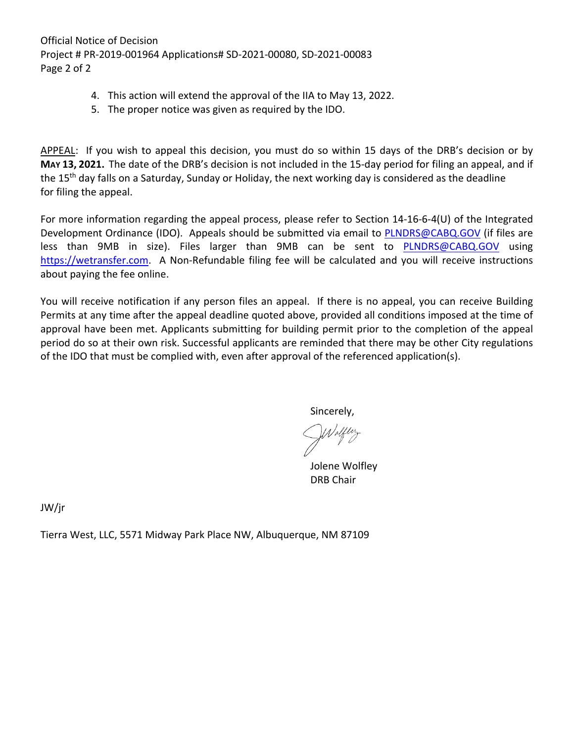4. This action will extend the approval of the IIA to May 13, 2022.
5. The proper notice was given as required by the IDO.

APPEAL: If you wish to appeal this decision, you must do so within 15 days of the DRB's decision or by **MAY 13, 2021.** The date of the DRB's decision is not included in the 15-day period for filing an appeal, and if the 15th day falls on a Saturday, Sunday or Holiday, the next working day is considered as the deadline for filing the appeal.

For more information regarding the appeal process, please refer to Section 14-16-6-4(U) of the Integrated Development Ordinance (IDO). Appeals should be submitted via email to PLNDRS@CABQ.GOV (if files are less than 9MB in size). Files larger than 9MB can be sent to PLNDRS@CABQ.GOV using https://wetransfer.com. A Non-Refundable filing fee will be calculated and you will receive instructions about paying the fee online.

You will receive notification if any person files an appeal. If there is no appeal, you can receive Building Permits at any time after the appeal deadline quoted above, provided all conditions imposed at the time of approval have been met. Applicants submitting for building permit prior to the completion of the appeal period do so at their own risk. Successful applicants are reminded that there may be other City regulations of the IDO that must be complied with, even after approval of the referenced application(s).

Sincerely,

Jolene Wolfley
DRB Chair

JW/jr

Tierra West, LLC, 5571 Midway Park Place NW, Albuquerque, NM 87109